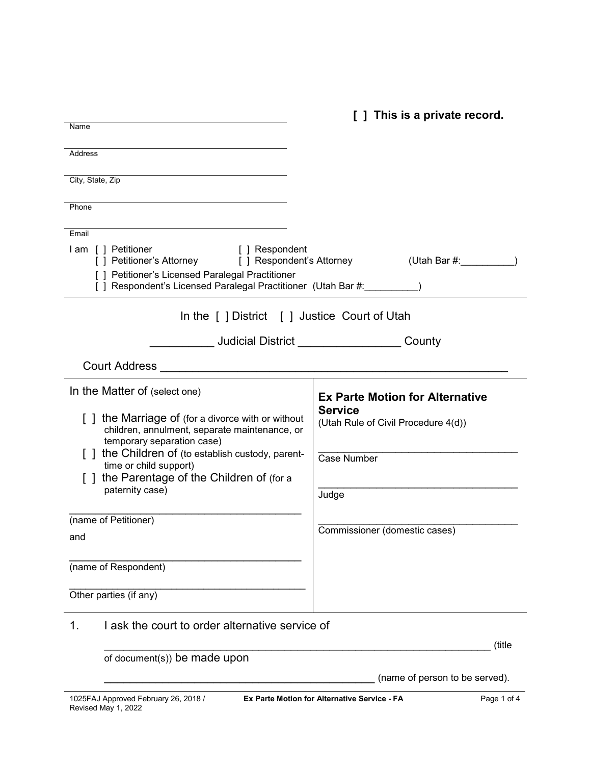**[ ] This is a private record.**

______________________________
Name

______________________________
Address

______________________________
City, State, Zip

______________________________
Phone

______________________________
Email

I am [ ] Petitioner [ ] Respondent
[ ] Petitioner's Attorney [ ] Respondent's Attorney (Utah Bar #:__________)
[ ] Petitioner's Licensed Paralegal Practitioner
[ ] Respondent's Licensed Paralegal Practitioner (Utah Bar #:__________)

In the [ ] District [ ] Justice Court of Utah

__________ Judicial District ________________ County

Court Address ______________________________________________________

In the Matter of (select one)

[ ] the Marriage of (for a divorce with or without children, annulment, separate maintenance, or temporary separation case)
[ ] the Children of (to establish custody, parent-time or child support)
[ ] the Parentage of the Children of (for a paternity case)

______________________________________
(name of Petitioner)

and

______________________________________
(name of Respondent)

______________________________________
Other parties (if any)

**Ex Parte Motion for Alternative Service**
(Utah Rule of Civil Procedure 4(d))

__________________________________
Case Number

__________________________________
Judge

__________________________________
Commissioner (domestic cases)

1. I ask the court to order alternative service of

   ______________________________________________________________ (title of document(s)) be made upon

   ______________________________________________ (name of person to be served).

1025FAJ Approved February 26, 2018 / Revised May 1, 2022 — Ex Parte Motion for Alternative Service - FA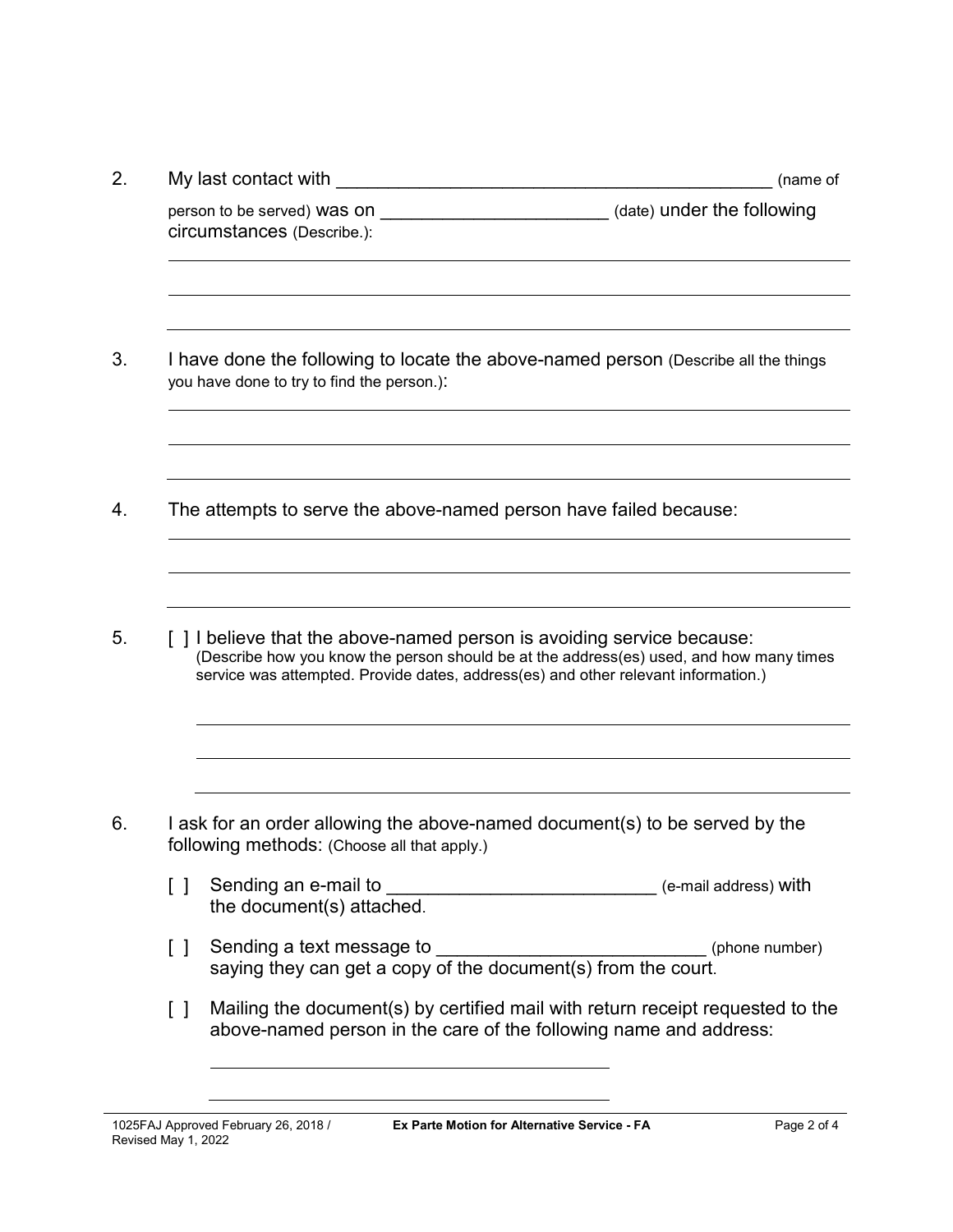2. My last contact with __________________________________________ (name of person to be served) was on ______________________ (date) under the following circumstances (Describe.):

______________________________________________________________________

______________________________________________________________________

______________________________________________________________________

3. I have done the following to locate the above-named person (Describe all the things you have done to try to find the person.):

______________________________________________________________________

______________________________________________________________________

______________________________________________________________________

4. The attempts to serve the above-named person have failed because:

______________________________________________________________________

______________________________________________________________________

______________________________________________________________________

5. [ ] I believe that the above-named person is avoiding service because: (Describe how you know the person should be at the address(es) used, and how many times service was attempted. Provide dates, address(es) and other relevant information.)

______________________________________________________________________

______________________________________________________________________

______________________________________________________________________

6. I ask for an order allowing the above-named document(s) to be served by the following methods: (Choose all that apply.)

   [ ] Sending an e-mail to __________________________ (e-mail address) with the document(s) attached.

   [ ] Sending a text message to __________________________ (phone number) saying they can get a copy of the document(s) from the court.

   [ ] Mailing the document(s) by certified mail with return receipt requested to the above-named person in the care of the following name and address:

   ________________________________________

   ________________________________________

1025FAJ Approved February 26, 2018 / Revised May 1, 2022 — Ex Parte Motion for Alternative Service - FA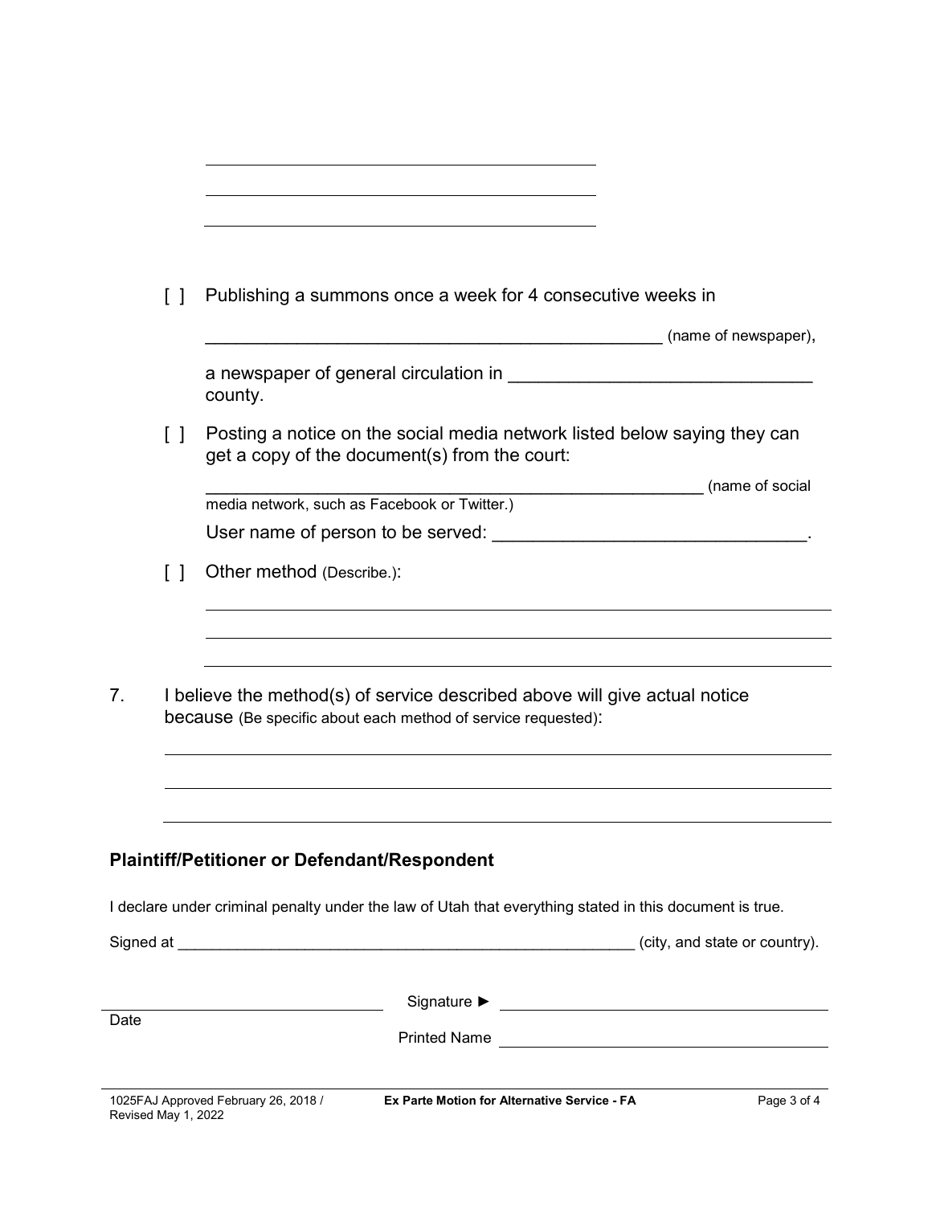\_\_\_\_\_\_\_\_\_\_\_\_\_\_\_\_\_\_\_\_\_\_\_\_\_\_\_\_\_\_\_\_\_\_\_\_\_\_\_\_

\_\_\_\_\_\_\_\_\_\_\_\_\_\_\_\_\_\_\_\_\_\_\_\_\_\_\_\_\_\_\_\_\_\_\_\_\_\_\_\_

\_\_\_\_\_\_\_\_\_\_\_\_\_\_\_\_\_\_\_\_\_\_\_\_\_\_\_\_\_\_\_\_\_\_\_\_\_\_\_\_

[ ] Publishing a summons once a week for 4 consecutive weeks in

\_\_\_\_\_\_\_\_\_\_\_\_\_\_\_\_\_\_\_\_\_\_\_\_\_\_\_\_\_\_\_\_\_\_\_\_\_\_\_\_\_\_\_\_\_\_ (name of newspaper),

a newspaper of general circulation in \_\_\_\_\_\_\_\_\_\_\_\_\_\_\_\_\_\_\_\_\_\_\_\_\_\_\_\_\_\_ county.

[ ] Posting a notice on the social media network listed below saying they can get a copy of the document(s) from the court:

\_\_\_\_\_\_\_\_\_\_\_\_\_\_\_\_\_\_\_\_\_\_\_\_\_\_\_\_\_\_\_\_\_\_\_\_\_\_\_\_\_\_\_\_\_\_\_\_\_\_\_ (name of social media network, such as Facebook or Twitter.)

User name of person to be served: \_\_\_\_\_\_\_\_\_\_\_\_\_\_\_\_\_\_\_\_\_\_\_\_\_\_\_\_\_\_\_\_.

[ ] Other method (Describe.):

\_\_\_\_\_\_\_\_\_\_\_\_\_\_\_\_\_\_\_\_\_\_\_\_\_\_\_\_\_\_\_\_\_\_\_\_\_\_\_\_\_\_\_\_\_\_\_\_\_\_\_\_\_\_\_\_\_\_\_\_\_\_

\_\_\_\_\_\_\_\_\_\_\_\_\_\_\_\_\_\_\_\_\_\_\_\_\_\_\_\_\_\_\_\_\_\_\_\_\_\_\_\_\_\_\_\_\_\_\_\_\_\_\_\_\_\_\_\_\_\_\_\_\_\_

\_\_\_\_\_\_\_\_\_\_\_\_\_\_\_\_\_\_\_\_\_\_\_\_\_\_\_\_\_\_\_\_\_\_\_\_\_\_\_\_\_\_\_\_\_\_\_\_\_\_\_\_\_\_\_\_\_\_\_\_\_\_

7. I believe the method(s) of service described above will give actual notice because (Be specific about each method of service requested):

\_\_\_\_\_\_\_\_\_\_\_\_\_\_\_\_\_\_\_\_\_\_\_\_\_\_\_\_\_\_\_\_\_\_\_\_\_\_\_\_\_\_\_\_\_\_\_\_\_\_\_\_\_\_\_\_\_\_\_\_\_\_\_\_\_\_

\_\_\_\_\_\_\_\_\_\_\_\_\_\_\_\_\_\_\_\_\_\_\_\_\_\_\_\_\_\_\_\_\_\_\_\_\_\_\_\_\_\_\_\_\_\_\_\_\_\_\_\_\_\_\_\_\_\_\_\_\_\_\_\_\_\_

\_\_\_\_\_\_\_\_\_\_\_\_\_\_\_\_\_\_\_\_\_\_\_\_\_\_\_\_\_\_\_\_\_\_\_\_\_\_\_\_\_\_\_\_\_\_\_\_\_\_\_\_\_\_\_\_\_\_\_\_\_\_\_\_\_\_

### Plaintiff/Petitioner or Defendant/Respondent

I declare under criminal penalty under the law of Utah that everything stated in this document is true.

Signed at \_\_\_\_\_\_\_\_\_\_\_\_\_\_\_\_\_\_\_\_\_\_\_\_\_\_\_\_\_\_\_\_\_\_\_\_\_\_\_\_\_\_\_\_\_\_\_\_\_\_\_\_\_\_\_\_ (city, and state or country).

\_\_\_\_\_\_\_\_\_\_\_\_\_\_\_\_\_\_\_\_\_\_\_\_\_\_\_\_\_\_\_\_ Signature ► \_\_\_\_\_\_\_\_\_\_\_\_\_\_\_\_\_\_\_\_\_\_\_\_\_\_\_\_\_\_\_\_\_\_\_\_\_\_\_\_

Date

Printed Name \_\_\_\_\_\_\_\_\_\_\_\_\_\_\_\_\_\_\_\_\_\_\_\_\_\_\_\_\_\_\_\_\_\_\_\_\_\_\_\_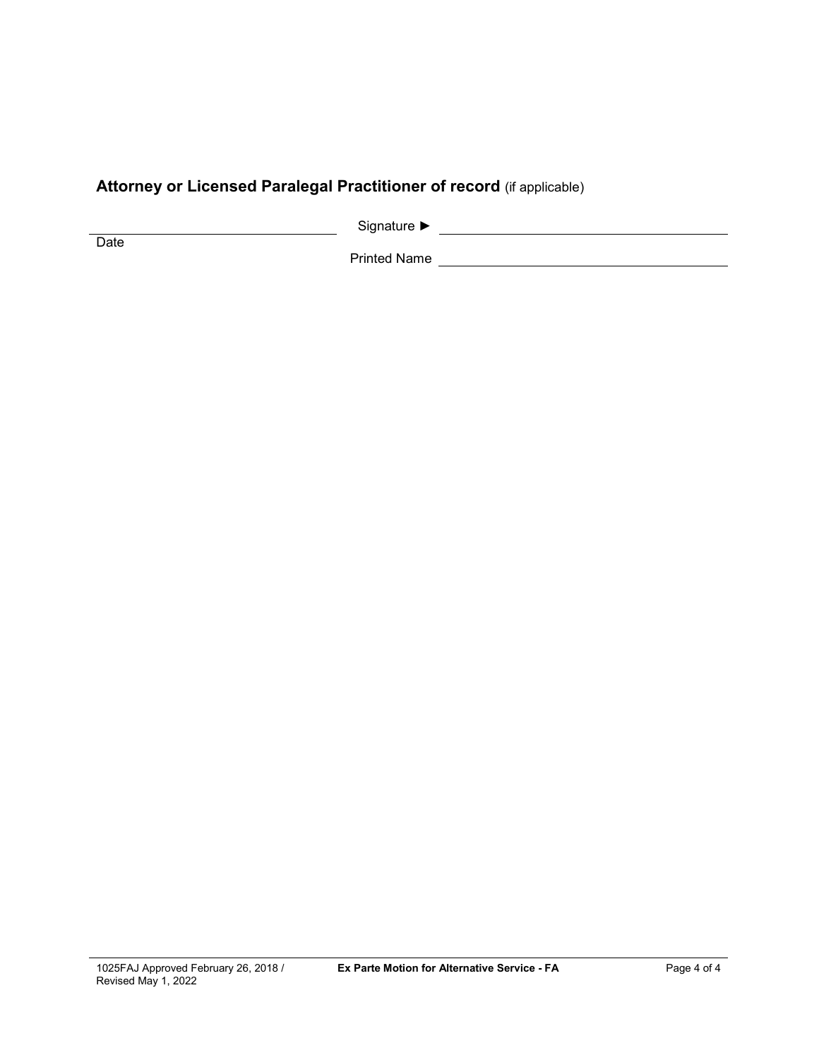**Attorney or Licensed Paralegal Practitioner of record** (if applicable)

_______________________________ Signature ► _______________________________

Date

Printed Name _______________________________